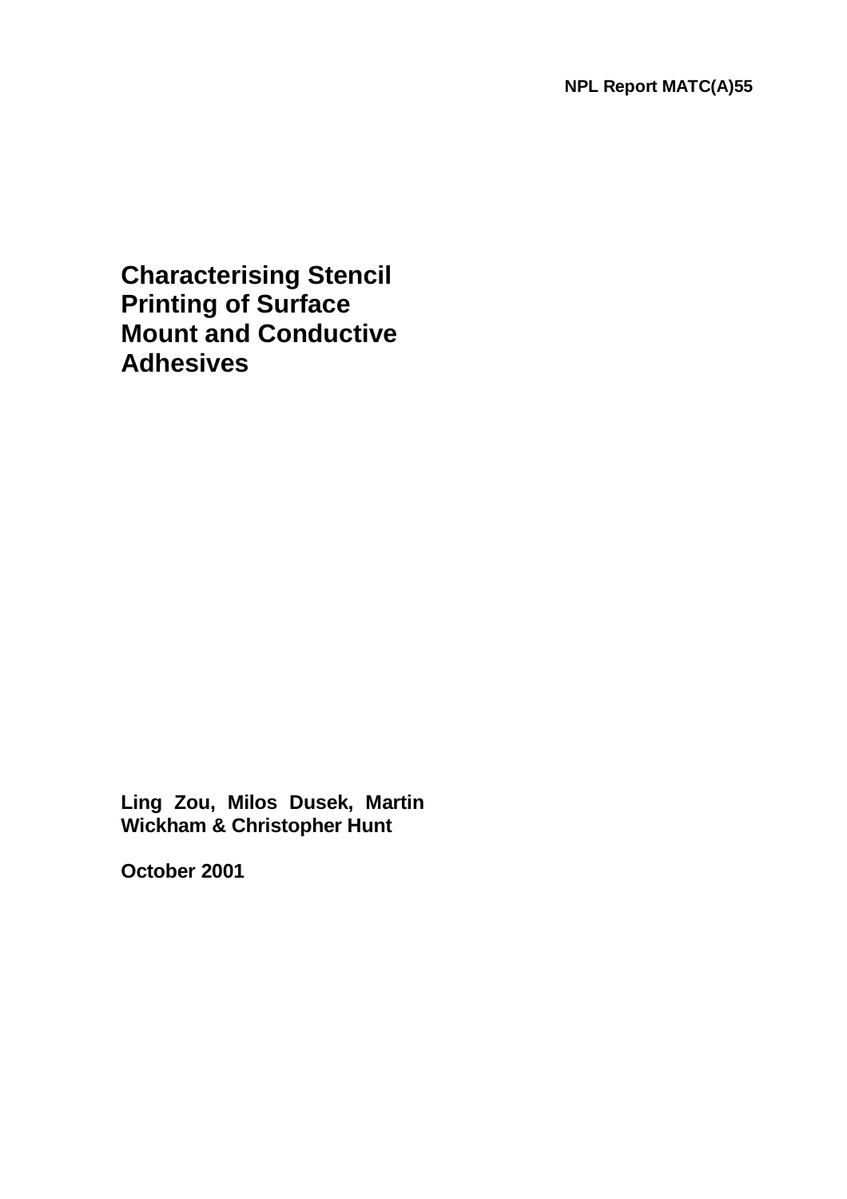NPL Report MATC(A)55

# Characterising Stencil Printing of Surface Mount and Conductive Adhesives

**Ling Zou, Milos Dusek, Martin Wickham & Christopher Hunt**

**October 2001**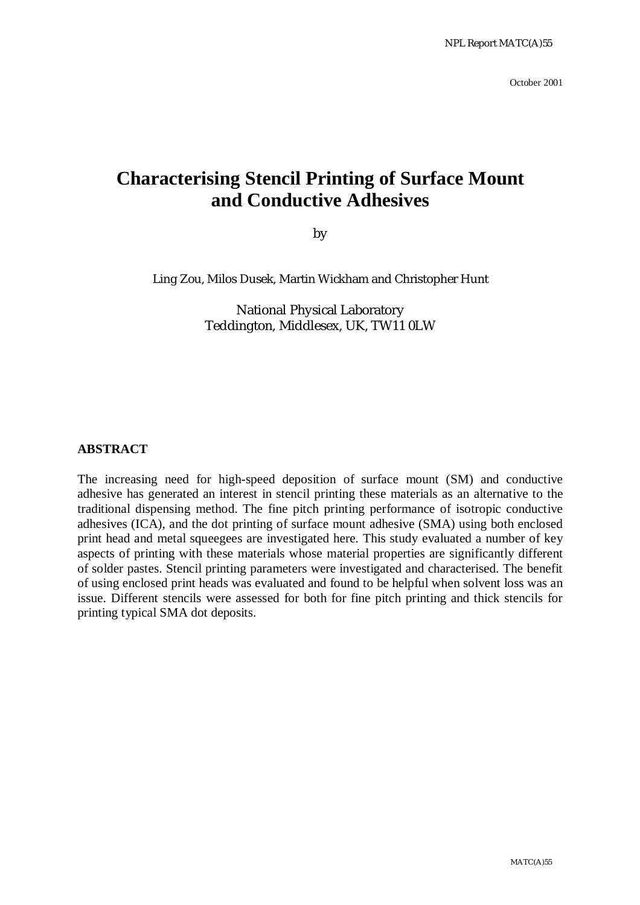NPL Report MATC(A)55

October 2001

# Characterising Stencil Printing of Surface Mount and Conductive Adhesives

by

Ling Zou, Milos Dusek, Martin Wickham and Christopher Hunt

National Physical Laboratory
Teddington, Middlesex, UK, TW11 0LW

## ABSTRACT

The increasing need for high-speed deposition of surface mount (SM) and conductive adhesive has generated an interest in stencil printing these materials as an alternative to the traditional dispensing method. The fine pitch printing performance of isotropic conductive adhesives (ICA), and the dot printing of surface mount adhesive (SMA) using both enclosed print head and metal squeegees are investigated here. This study evaluated a number of key aspects of printing with these materials whose material properties are significantly different of solder pastes. Stencil printing parameters were investigated and characterised. The benefit of using enclosed print heads was evaluated and found to be helpful when solvent loss was an issue. Different stencils were assessed for both for fine pitch printing and thick stencils for printing typical SMA dot deposits.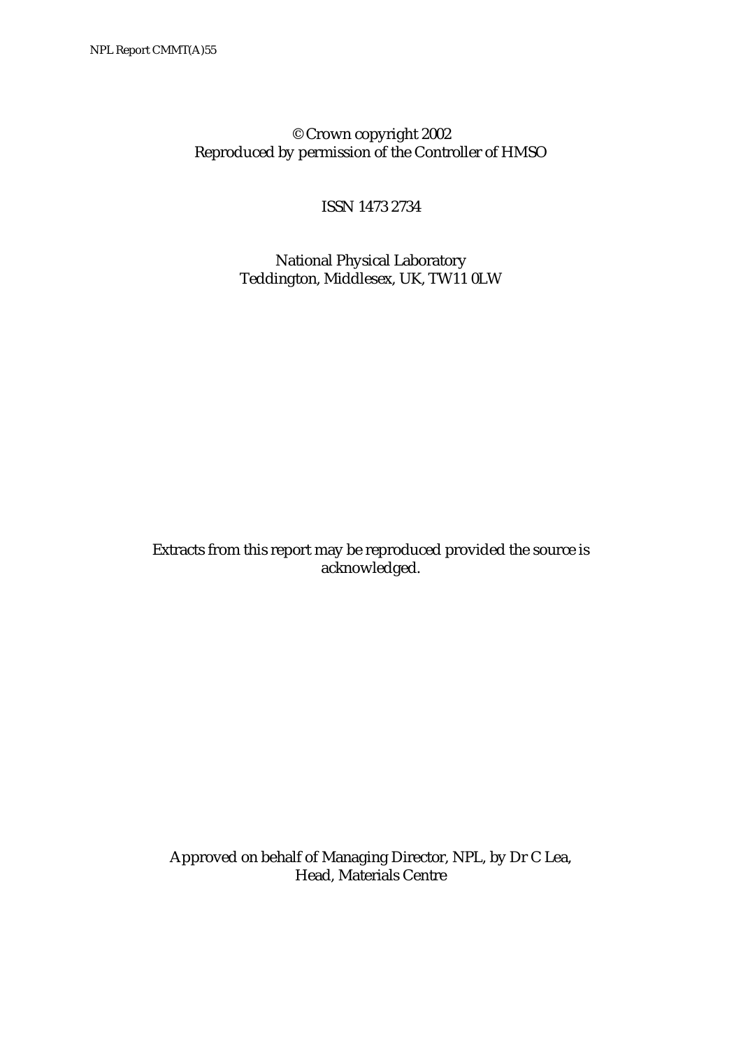© Crown copyright 2002
Reproduced by permission of the Controller of HMSO

ISSN 1473 2734

National Physical Laboratory
Teddington, Middlesex, UK, TW11 0LW

Extracts from this report may be reproduced provided the source is acknowledged.

Approved on behalf of Managing Director, NPL, by Dr C Lea,
Head, Materials Centre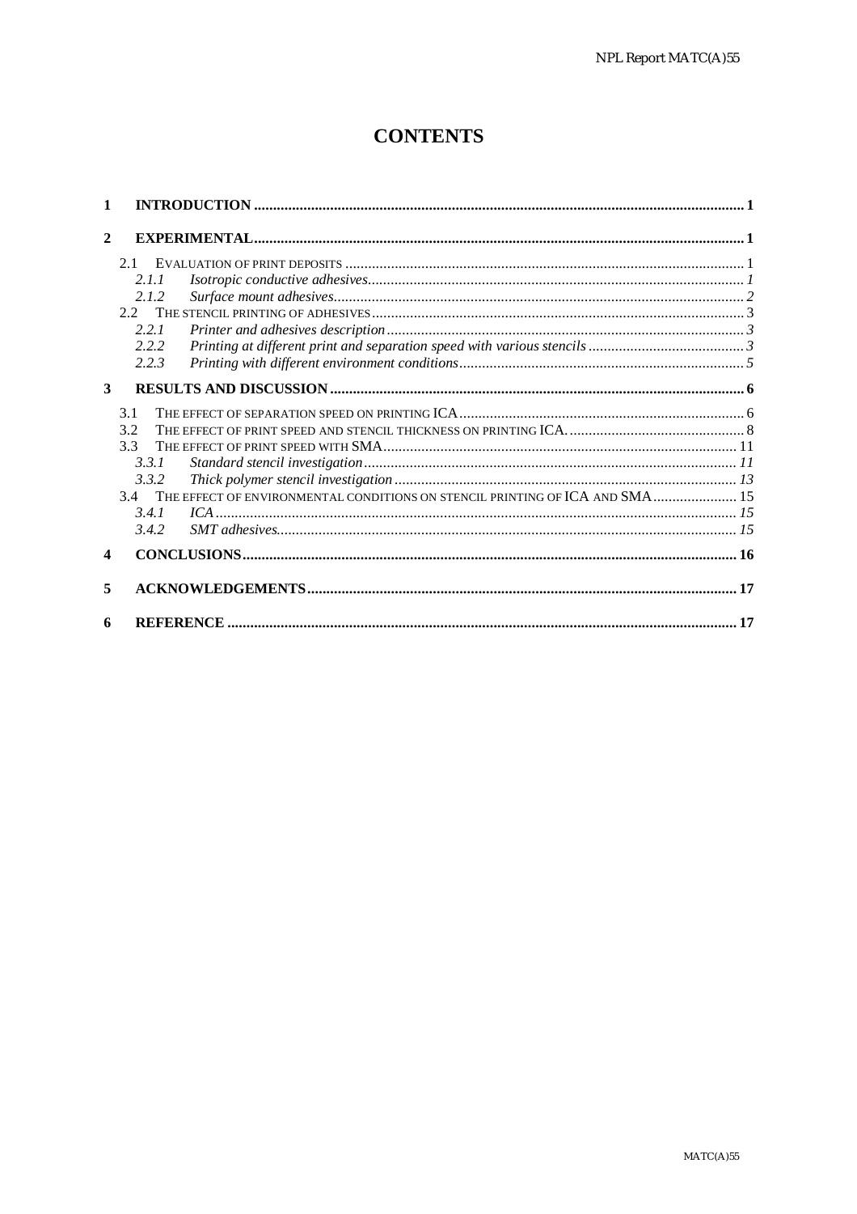# CONTENTS

**1 INTRODUCTION** .......... **1**

**2 EXPERIMENTAL** .......... **1**

- 2.1 EVALUATION OF PRINT DEPOSITS .......... 1
  - *2.1.1 Isotropic conductive adhesives* .......... *1*
  - *2.1.2 Surface mount adhesives* .......... *2*
- 2.2 THE STENCIL PRINTING OF ADHESIVES .......... 3
  - *2.2.1 Printer and adhesives description* .......... *3*
  - *2.2.2 Printing at different print and separation speed with various stencils* .......... *3*
  - *2.2.3 Printing with different environment conditions* .......... *5*

**3 RESULTS AND DISCUSSION** .......... **6**

- 3.1 THE EFFECT OF SEPARATION SPEED ON PRINTING ICA .......... 6
- 3.2 THE EFFECT OF PRINT SPEED AND STENCIL THICKNESS ON PRINTING ICA. .......... 8
- 3.3 THE EFFECT OF PRINT SPEED WITH SMA .......... 11
  - *3.3.1 Standard stencil investigation* .......... *11*
  - *3.3.2 Thick polymer stencil investigation* .......... *13*
- 3.4 THE EFFECT OF ENVIRONMENTAL CONDITIONS ON STENCIL PRINTING OF ICA AND SMA .......... 15
  - *3.4.1 ICA* .......... *15*
  - *3.4.2 SMT adhesives* .......... *15*

**4 CONCLUSIONS** .......... **16**

**5 ACKNOWLEDGEMENTS** .......... **17**

**6 REFERENCE** .......... **17**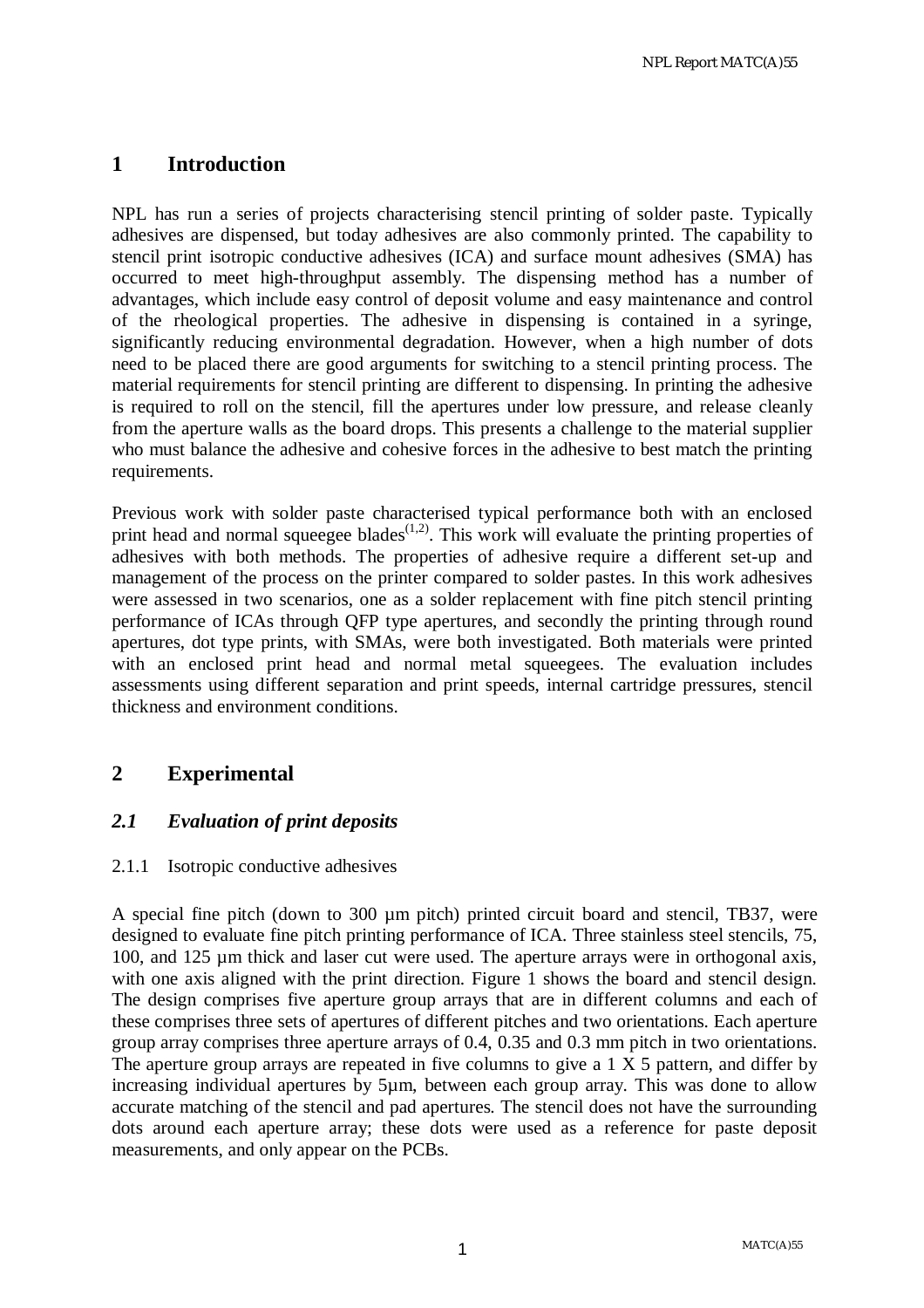# 1 Introduction

NPL has run a series of projects characterising stencil printing of solder paste. Typically adhesives are dispensed, but today adhesives are also commonly printed. The capability to stencil print isotropic conductive adhesives (ICA) and surface mount adhesives (SMA) has occurred to meet high-throughput assembly. The dispensing method has a number of advantages, which include easy control of deposit volume and easy maintenance and control of the rheological properties. The adhesive in dispensing is contained in a syringe, significantly reducing environmental degradation. However, when a high number of dots need to be placed there are good arguments for switching to a stencil printing process. The material requirements for stencil printing are different to dispensing. In printing the adhesive is required to roll on the stencil, fill the apertures under low pressure, and release cleanly from the aperture walls as the board drops. This presents a challenge to the material supplier who must balance the adhesive and cohesive forces in the adhesive to best match the printing requirements.

Previous work with solder paste characterised typical performance both with an enclosed print head and normal squeegee blades[1,2]. This work will evaluate the printing properties of adhesives with both methods. The properties of adhesive require a different set-up and management of the process on the printer compared to solder pastes. In this work adhesives were assessed in two scenarios, one as a solder replacement with fine pitch stencil printing performance of ICAs through QFP type apertures, and secondly the printing through round apertures, dot type prints, with SMAs, were both investigated. Both materials were printed with an enclosed print head and normal metal squeegees. The evaluation includes assessments using different separation and print speeds, internal cartridge pressures, stencil thickness and environment conditions.

# 2 Experimental

## *2.1 Evaluation of print deposits*

### 2.1.1 Isotropic conductive adhesives

A special fine pitch (down to 300 µm pitch) printed circuit board and stencil, TB37, were designed to evaluate fine pitch printing performance of ICA. Three stainless steel stencils, 75, 100, and 125 µm thick and laser cut were used. The aperture arrays were in orthogonal axis, with one axis aligned with the print direction. Figure 1 shows the board and stencil design. The design comprises five aperture group arrays that are in different columns and each of these comprises three sets of apertures of different pitches and two orientations. Each aperture group array comprises three aperture arrays of 0.4, 0.35 and 0.3 mm pitch in two orientations. The aperture group arrays are repeated in five columns to give a 1 X 5 pattern, and differ by increasing individual apertures by 5µm, between each group array. This was done to allow accurate matching of the stencil and pad apertures. The stencil does not have the surrounding dots around each aperture array; these dots were used as a reference for paste deposit measurements, and only appear on the PCBs.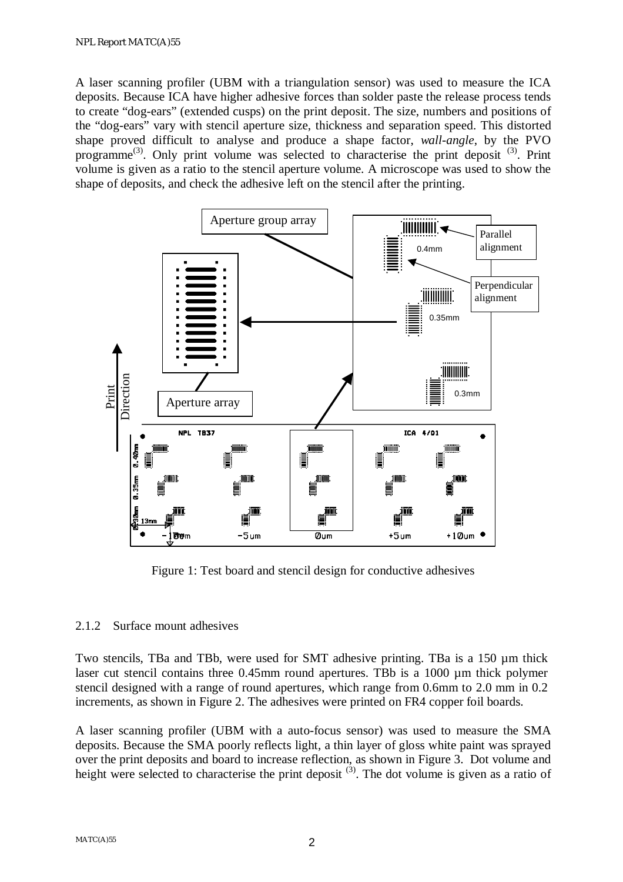A laser scanning profiler (UBM with a triangulation sensor) was used to measure the ICA deposits. Because ICA have higher adhesive forces than solder paste the release process tends to create "dog-ears" (extended cusps) on the print deposit. The size, numbers and positions of the "dog-ears" vary with stencil aperture size, thickness and separation speed. This distorted shape proved difficult to analyse and produce a shape factor, *wall-angle*, by the PVO programme[3]. Only print volume was selected to characterise the print deposit [3]. Print volume is given as a ratio to the stencil aperture volume. A microscope was used to show the shape of deposits, and check the adhesive left on the stencil after the printing.

Figure 1: Test board and stencil design for conductive adhesives

### 2.1.2 Surface mount adhesives

Two stencils, TBa and TBb, were used for SMT adhesive printing. TBa is a 150 µm thick laser cut stencil contains three 0.45mm round apertures. TBb is a 1000 µm thick polymer stencil designed with a range of round apertures, which range from 0.6mm to 2.0 mm in 0.2 increments, as shown in Figure 2. The adhesives were printed on FR4 copper foil boards.

A laser scanning profiler (UBM with a auto-focus sensor) was used to measure the SMA deposits. Because the SMA poorly reflects light, a thin layer of gloss white paint was sprayed over the print deposits and board to increase reflection, as shown in Figure 3. Dot volume and height were selected to characterise the print deposit [3]. The dot volume is given as a ratio of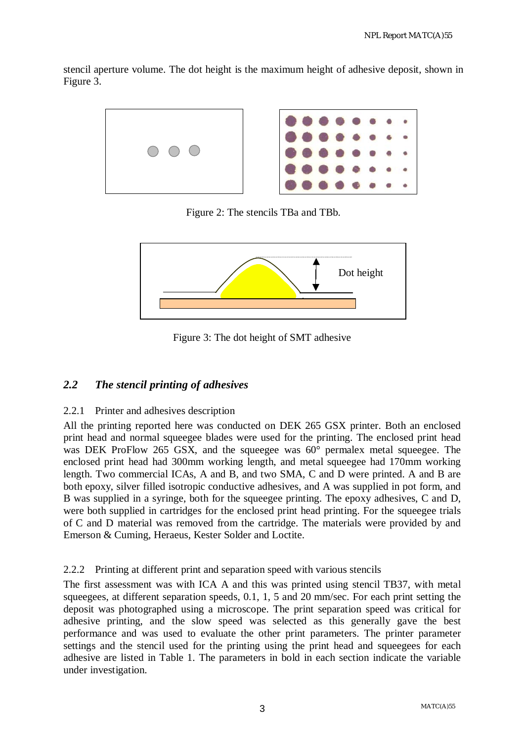stencil aperture volume. The dot height is the maximum height of adhesive deposit, shown in Figure 3.

Figure 2: The stencils TBa and TBb.

Dot height

Figure 3: The dot height of SMT adhesive

## 2.2 *The stencil printing of adhesives*

### 2.2.1 Printer and adhesives description

All the printing reported here was conducted on DEK 265 GSX printer. Both an enclosed print head and normal squeegee blades were used for the printing. The enclosed print head was DEK ProFlow 265 GSX, and the squeegee was 60° permalex metal squeegee. The enclosed print head had 300mm working length, and metal squeegee had 170mm working length. Two commercial ICAs, A and B, and two SMA, C and D were printed. A and B are both epoxy, silver filled isotropic conductive adhesives, and A was supplied in pot form, and B was supplied in a syringe, both for the squeegee printing. The epoxy adhesives, C and D, were both supplied in cartridges for the enclosed print head printing. For the squeegee trials of C and D material was removed from the cartridge. The materials were provided by and Emerson & Cuming, Heraeus, Kester Solder and Loctite.

### 2.2.2 Printing at different print and separation speed with various stencils

The first assessment was with ICA A and this was printed using stencil TB37, with metal squeegees, at different separation speeds, 0.1, 1, 5 and 20 mm/sec. For each print setting the deposit was photographed using a microscope. The print separation speed was critical for adhesive printing, and the slow speed was selected as this generally gave the best performance and was used to evaluate the other print parameters. The printer parameter settings and the stencil used for the printing using the print head and squeegees for each adhesive are listed in Table 1. The parameters in bold in each section indicate the variable under investigation.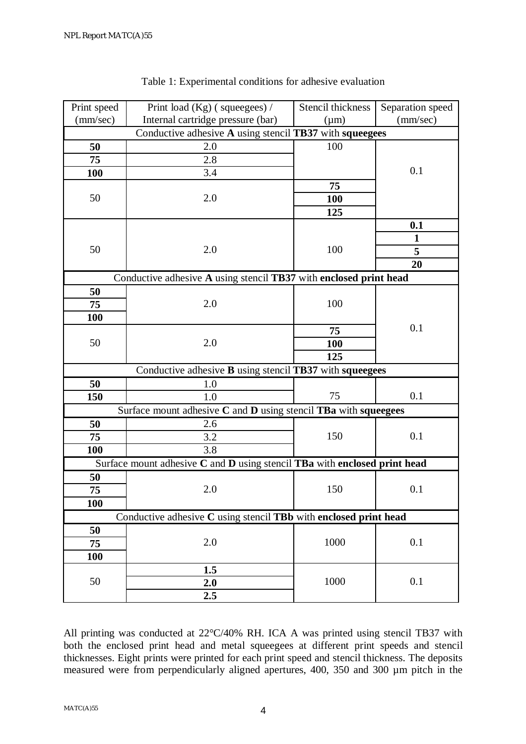Table 1: Experimental conditions for adhesive evaluation

| Print speed (mm/sec) | Print load (Kg) ( squeegees) / Internal cartridge pressure (bar) | Stencil thickness (µm) | Separation speed (mm/sec) |
|---|---|---|---|
| Conductive adhesive **A** using stencil **TB37** with **squeegees** | | | |
| **50** | 2.0 | 100 | 0.1 |
| **75** | 2.8 | | |
| **100** | 3.4 | | |
| 50 | 2.0 | **75** | |
| | | **100** | |
| | | **125** | |
| 50 | 2.0 | 100 | **0.1** |
| | | | **1** |
| | | | **5** |
| | | | **20** |
| Conductive adhesive **A** using stencil **TB37** with **enclosed print head** | | | |
| **50** | 2.0 | 100 | 0.1 |
| **75** | | | |
| **100** | | | |
| 50 | 2.0 | **75** | |
| | | **100** | |
| | | **125** | |
| Conductive adhesive **B** using stencil **TB37** with **squeegees** | | | |
| **50** | 1.0 | 75 | 0.1 |
| **150** | 1.0 | | |
| Surface mount adhesive **C** and **D** using stencil **TBa** with **squeegees** | | | |
| **50** | 2.6 | 150 | 0.1 |
| **75** | 3.2 | | |
| **100** | 3.8 | | |
| Surface mount adhesive **C** and **D** using stencil **TBa** with **enclosed print head** | | | |
| **50** | 2.0 | 150 | 0.1 |
| **75** | | | |
| **100** | | | |
| Conductive adhesive **C** using stencil **TBb** with **enclosed print head** | | | |
| **50** | 2.0 | 1000 | 0.1 |
| **75** | | | |
| **100** | | | |
| 50 | **1.5** | 1000 | 0.1 |
| | **2.0** | | |
| | **2.5** | | |

All printing was conducted at 22°C/40% RH. ICA A was printed using stencil TB37 with both the enclosed print head and metal squeegees at different print speeds and stencil thicknesses. Eight prints were printed for each print speed and stencil thickness. The deposits measured were from perpendicularly aligned apertures, 400, 350 and 300 µm pitch in the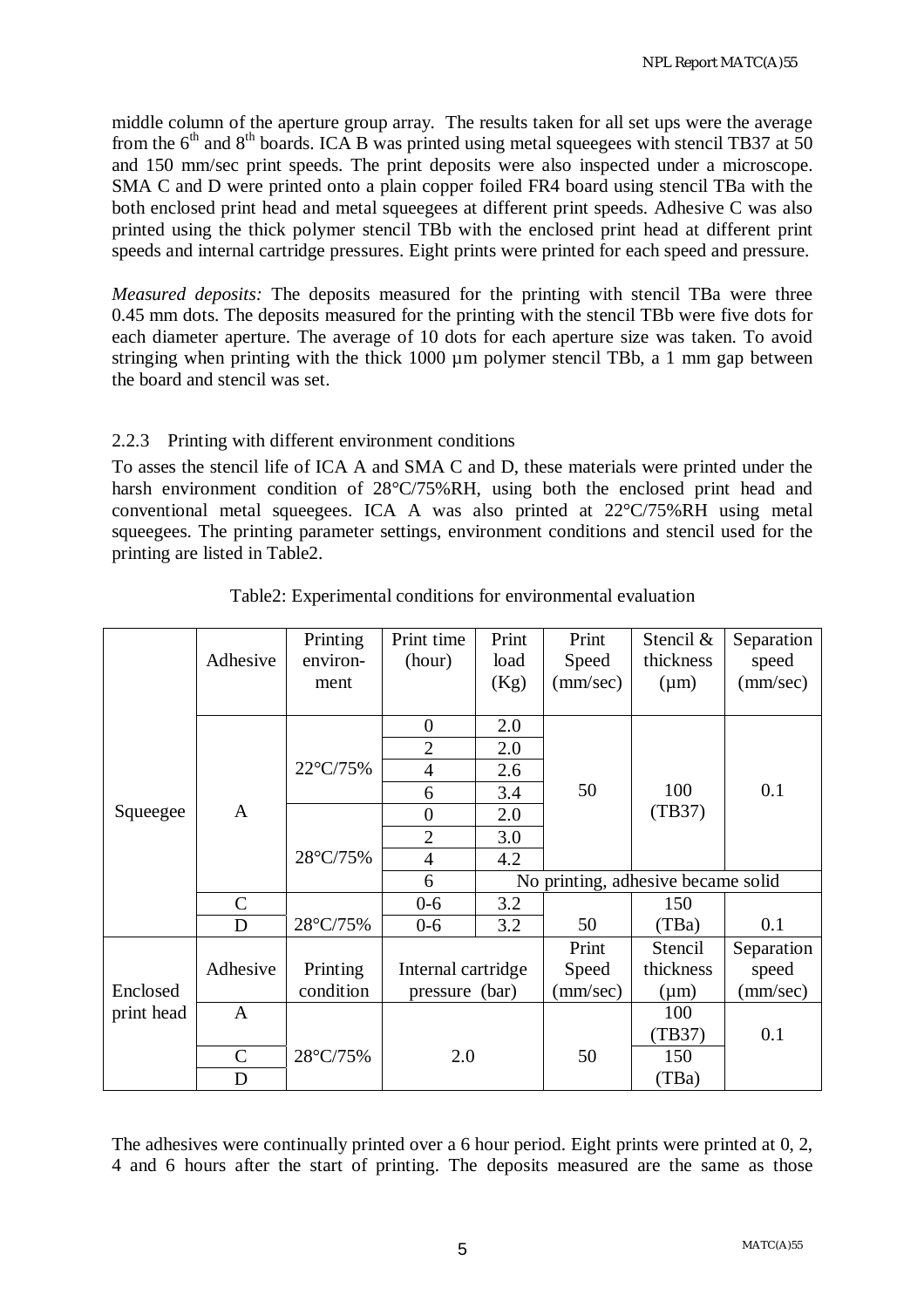middle column of the aperture group array. The results taken for all set ups were the average from the 6th and 8th boards. ICA B was printed using metal squeegees with stencil TB37 at 50 and 150 mm/sec print speeds. The print deposits were also inspected under a microscope. SMA C and D were printed onto a plain copper foiled FR4 board using stencil TBa with the both enclosed print head and metal squeegees at different print speeds. Adhesive C was also printed using the thick polymer stencil TBb with the enclosed print head at different print speeds and internal cartridge pressures. Eight prints were printed for each speed and pressure.

*Measured deposits:* The deposits measured for the printing with stencil TBa were three 0.45 mm dots. The deposits measured for the printing with the stencil TBb were five dots for each diameter aperture. The average of 10 dots for each aperture size was taken. To avoid stringing when printing with the thick 1000 µm polymer stencil TBb, a 1 mm gap between the board and stencil was set.

### 2.2.3 Printing with different environment conditions

To asses the stencil life of ICA A and SMA C and D, these materials were printed under the harsh environment condition of 28°C/75%RH, using both the enclosed print head and conventional metal squeegees. ICA A was also printed at 22°C/75%RH using metal squeegees. The printing parameter settings, environment conditions and stencil used for the printing are listed in Table2.

Table2: Experimental conditions for environmental evaluation

| | Adhesive | Printing environ-ment | Print time (hour) | Print load (Kg) | Print Speed (mm/sec) | Stencil & thickness (µm) | Separation speed (mm/sec) |
|---|---|---|---|---|---|---|---|
| Squeegee | A | 22°C/75% | 0 | 2.0 | 50 | 100 (TB37) | 0.1 |
| | | | 2 | 2.0 | | | |
| | | | 4 | 2.6 | | | |
| | | | 6 | 3.4 | | | |
| | | 28°C/75% | 0 | 2.0 | | | |
| | | | 2 | 3.0 | | | |
| | | | 4 | 4.2 | | | |
| | | | 6 | No printing, adhesive became solid | | | |
| | C | 28°C/75% | 0-6 | 3.2 | 50 | 150 (TBa) | 0.1 |
| | D | | 0-6 | 3.2 | | | |
| Enclosed print head | Adhesive | Printing condition | Internal cartridge pressure (bar) | | Print Speed (mm/sec) | Stencil thickness (µm) | Separation speed (mm/sec) |
| | A | 28°C/75% | 2.0 | | 50 | 100 (TB37) | 0.1 |
| | C | | | | | 150 (TBa) | |
| | D | | | | | | |

The adhesives were continually printed over a 6 hour period. Eight prints were printed at 0, 2, 4 and 6 hours after the start of printing. The deposits measured are the same as those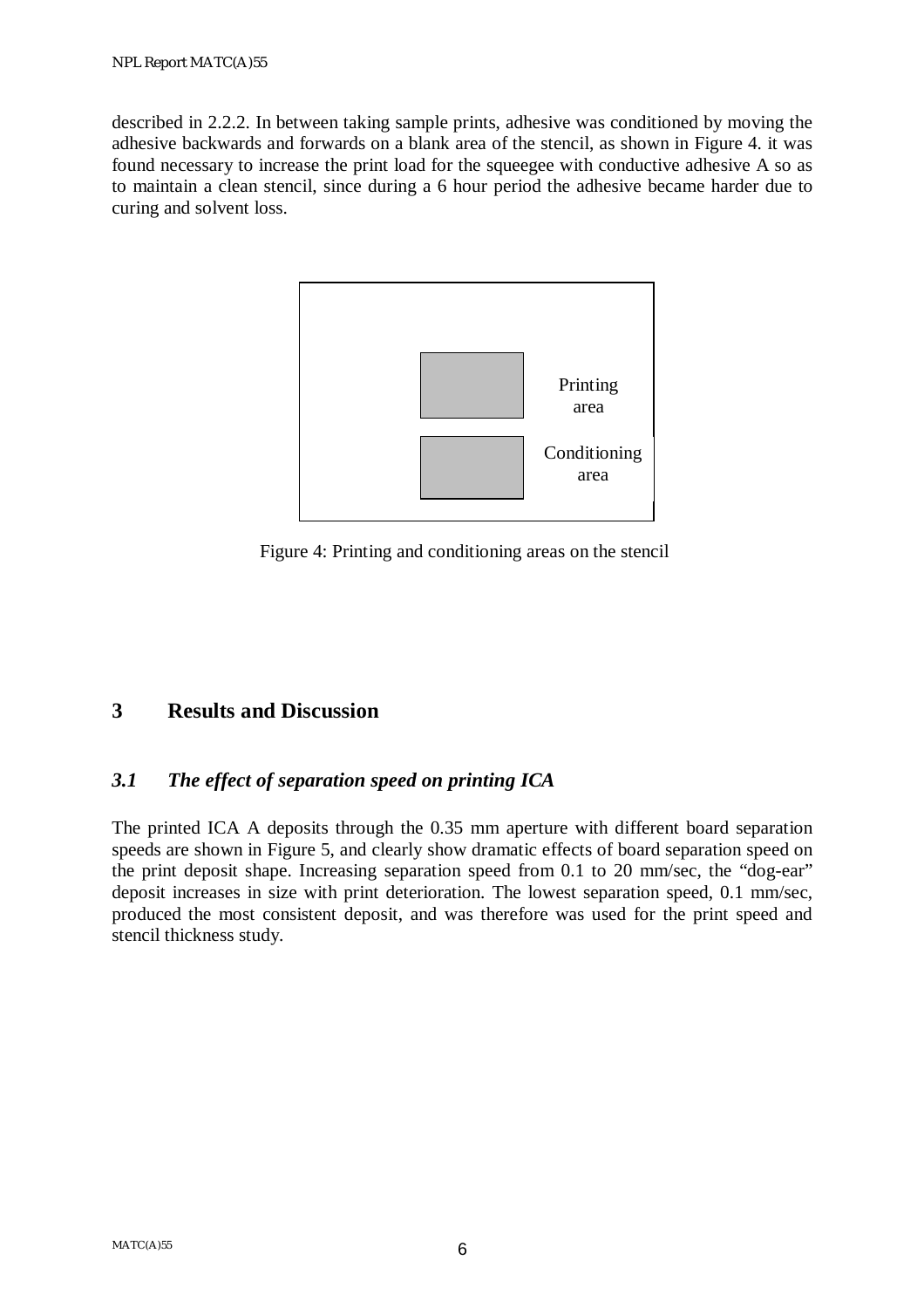described in 2.2.2. In between taking sample prints, adhesive was conditioned by moving the adhesive backwards and forwards on a blank area of the stencil, as shown in Figure 4. it was found necessary to increase the print load for the squeegee with conductive adhesive A so as to maintain a clean stencil, since during a 6 hour period the adhesive became harder due to curing and solvent loss.

Printing area

Conditioning area

Figure 4: Printing and conditioning areas on the stencil

# 3 Results and Discussion

## *3.1 The effect of separation speed on printing ICA*

The printed ICA A deposits through the 0.35 mm aperture with different board separation speeds are shown in Figure 5, and clearly show dramatic effects of board separation speed on the print deposit shape. Increasing separation speed from 0.1 to 20 mm/sec, the "dog-ear" deposit increases in size with print deterioration. The lowest separation speed, 0.1 mm/sec, produced the most consistent deposit, and was therefore was used for the print speed and stencil thickness study.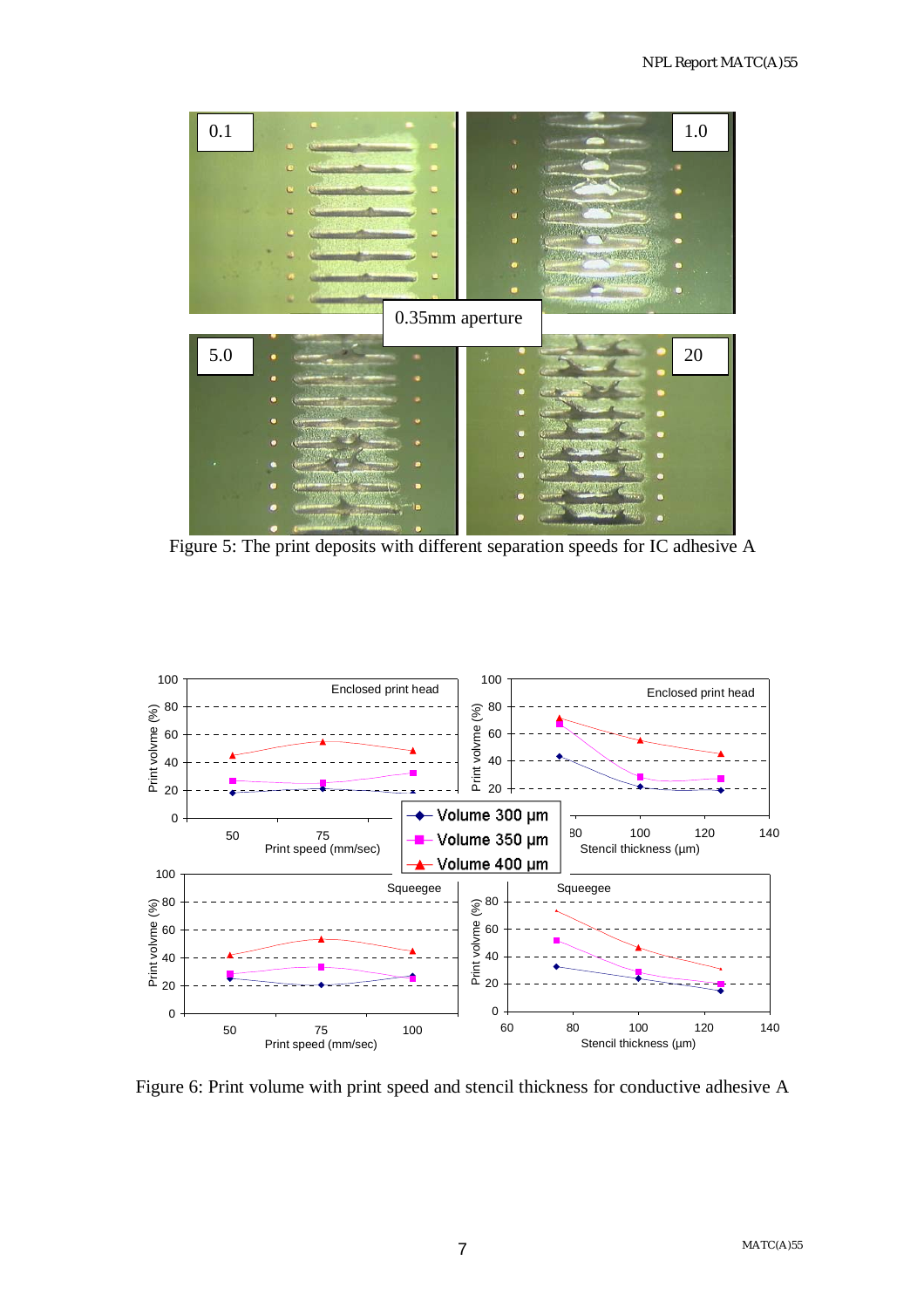Figure 5: The print deposits with different separation speeds for IC adhesive A

Figure 6: Print volume with print speed and stencil thickness for conductive adhesive A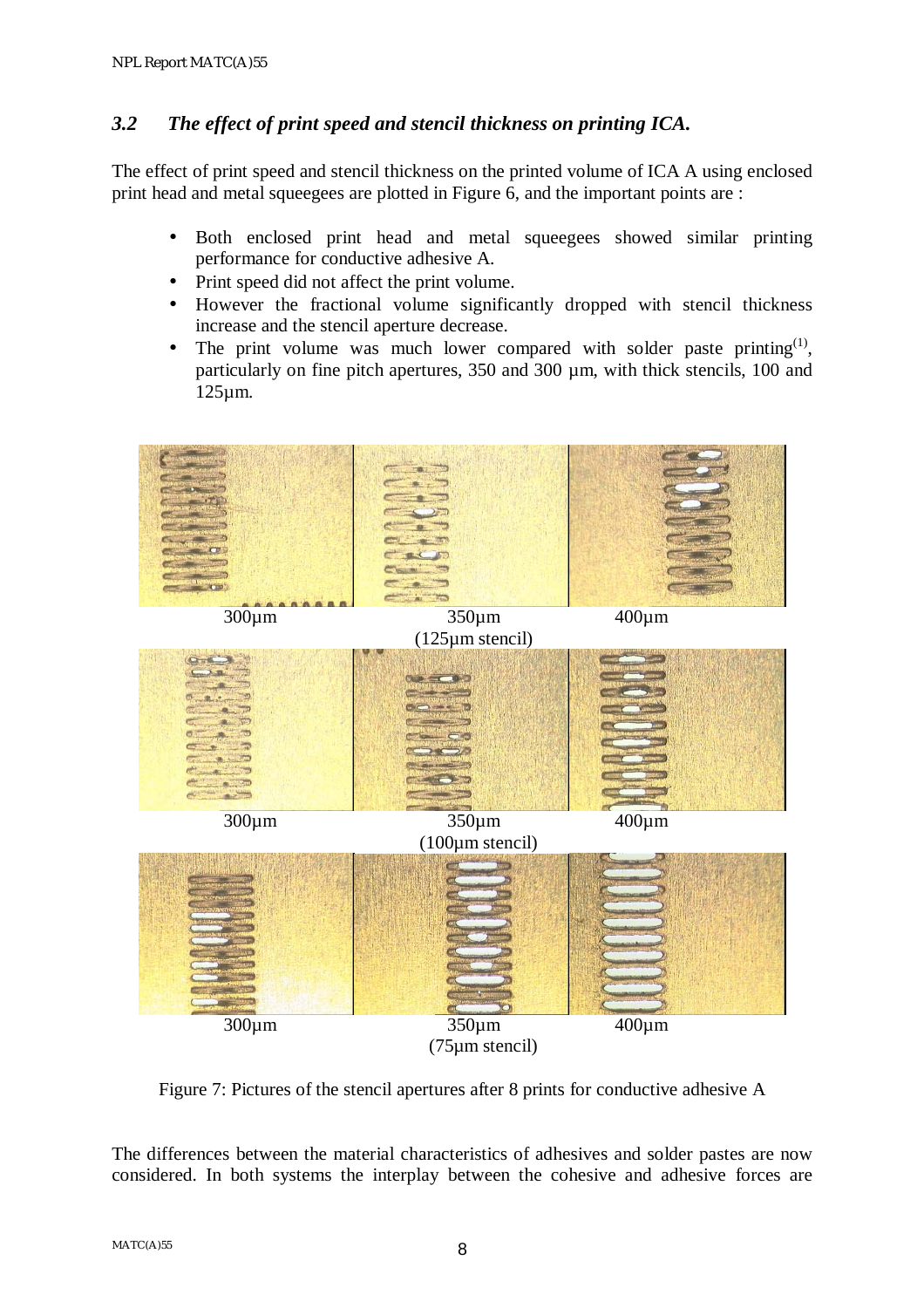### 3.2 *The effect of print speed and stencil thickness on printing ICA.*

The effect of print speed and stencil thickness on the printed volume of ICA A using enclosed print head and metal squeegees are plotted in Figure 6, and the important points are :

- Both enclosed print head and metal squeegees showed similar printing performance for conductive adhesive A.
- Print speed did not affect the print volume.
- However the fractional volume significantly dropped with stencil thickness increase and the stencil aperture decrease.
- The print volume was much lower compared with solder paste printing[(1)], particularly on fine pitch apertures, 350 and 300 µm, with thick stencils, 100 and 125µm.

300µm 350µm 400µm
(125µm stencil)

300µm 350µm 400µm
(100µm stencil)

300µm 350µm 400µm
(75µm stencil)

Figure 7: Pictures of the stencil apertures after 8 prints for conductive adhesive A

The differences between the material characteristics of adhesives and solder pastes are now considered. In both systems the interplay between the cohesive and adhesive forces are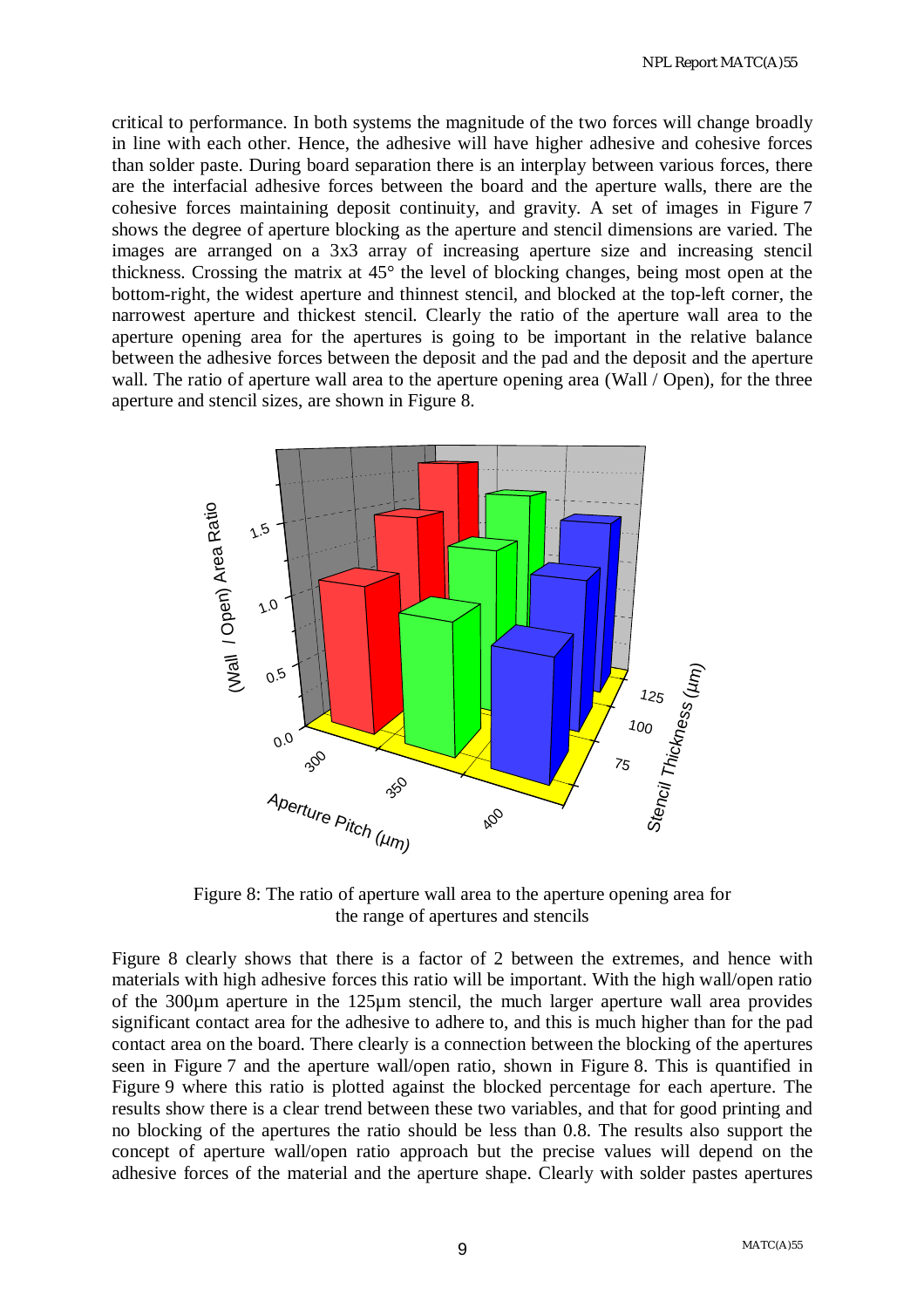critical to performance. In both systems the magnitude of the two forces will change broadly in line with each other. Hence, the adhesive will have higher adhesive and cohesive forces than solder paste. During board separation there is an interplay between various forces, there are the interfacial adhesive forces between the board and the aperture walls, there are the cohesive forces maintaining deposit continuity, and gravity. A set of images in Figure 7 shows the degree of aperture blocking as the aperture and stencil dimensions are varied. The images are arranged on a 3x3 array of increasing aperture size and increasing stencil thickness. Crossing the matrix at 45° the level of blocking changes, being most open at the bottom-right, the widest aperture and thinnest stencil, and blocked at the top-left corner, the narrowest aperture and thickest stencil. Clearly the ratio of the aperture wall area to the aperture opening area for the apertures is going to be important in the relative balance between the adhesive forces between the deposit and the pad and the deposit and the aperture wall. The ratio of aperture wall area to the aperture opening area (Wall / Open), for the three aperture and stencil sizes, are shown in Figure 8.

Figure 8: The ratio of aperture wall area to the aperture opening area for the range of apertures and stencils

Figure 8 clearly shows that there is a factor of 2 between the extremes, and hence with materials with high adhesive forces this ratio will be important. With the high wall/open ratio of the 300µm aperture in the 125µm stencil, the much larger aperture wall area provides significant contact area for the adhesive to adhere to, and this is much higher than for the pad contact area on the board. There clearly is a connection between the blocking of the apertures seen in Figure 7 and the aperture wall/open ratio, shown in Figure 8. This is quantified in Figure 9 where this ratio is plotted against the blocked percentage for each aperture. The results show there is a clear trend between these two variables, and that for good printing and no blocking of the apertures the ratio should be less than 0.8. The results also support the concept of aperture wall/open ratio approach but the precise values will depend on the adhesive forces of the material and the aperture shape. Clearly with solder pastes apertures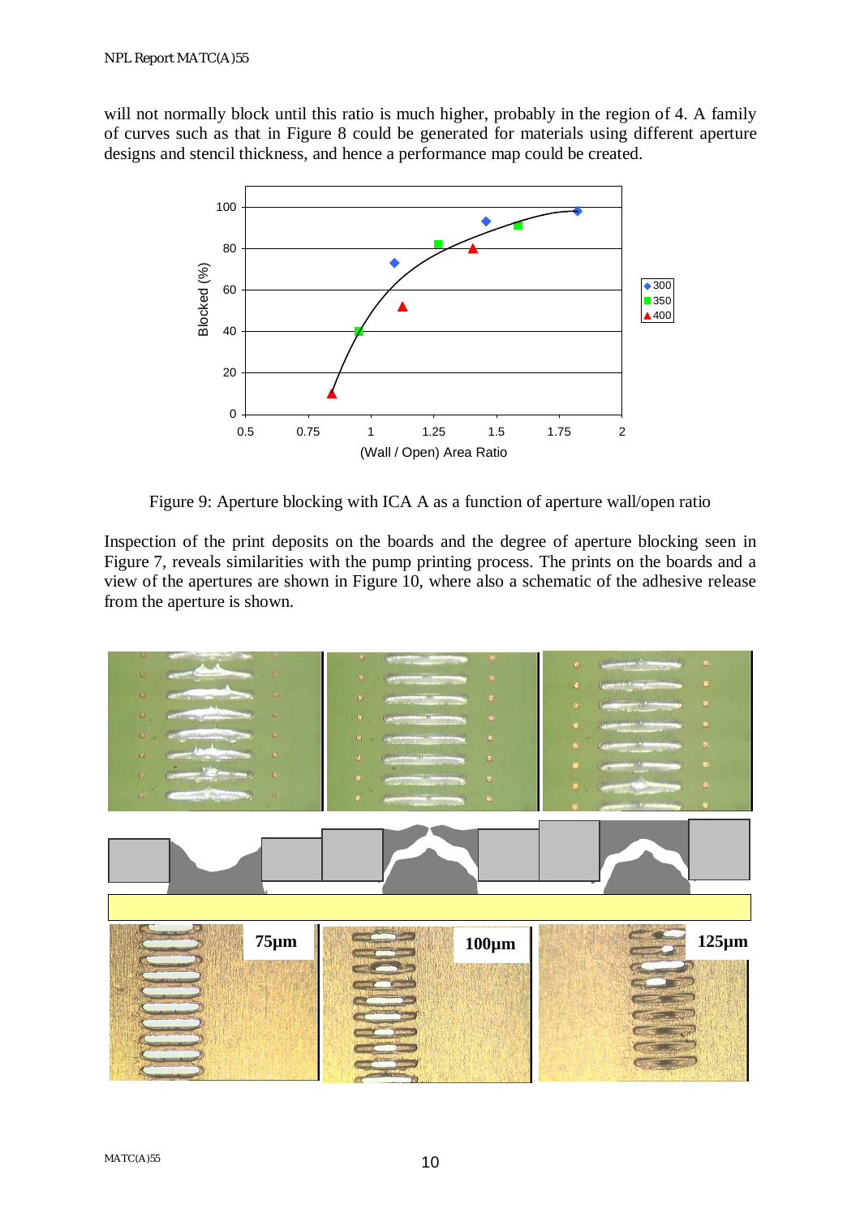will not normally block until this ratio is much higher, probably in the region of 4. A family of curves such as that in Figure 8 could be generated for materials using different aperture designs and stencil thickness, and hence a performance map could be created.

Figure 9: Aperture blocking with ICA A as a function of aperture wall/open ratio

Inspection of the print deposits on the boards and the degree of aperture blocking seen in Figure 7, reveals similarities with the pump printing process. The prints on the boards and a view of the apertures are shown in Figure 10, where also a schematic of the adhesive release from the aperture is shown.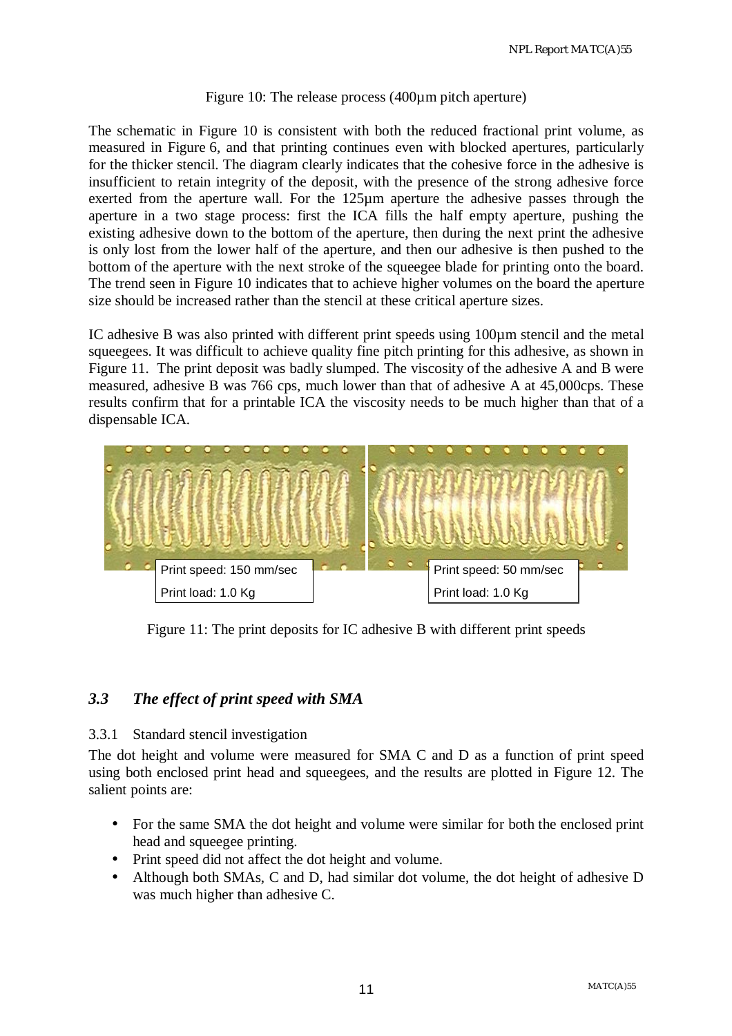Figure 10: The release process (400µm pitch aperture)

The schematic in Figure 10 is consistent with both the reduced fractional print volume, as measured in Figure 6, and that printing continues even with blocked apertures, particularly for the thicker stencil. The diagram clearly indicates that the cohesive force in the adhesive is insufficient to retain integrity of the deposit, with the presence of the strong adhesive force exerted from the aperture wall. For the 125µm aperture the adhesive passes through the aperture in a two stage process: first the ICA fills the half empty aperture, pushing the existing adhesive down to the bottom of the aperture, then during the next print the adhesive is only lost from the lower half of the aperture, and then our adhesive is then pushed to the bottom of the aperture with the next stroke of the squeegee blade for printing onto the board. The trend seen in Figure 10 indicates that to achieve higher volumes on the board the aperture size should be increased rather than the stencil at these critical aperture sizes.

IC adhesive B was also printed with different print speeds using 100µm stencil and the metal squeegees. It was difficult to achieve quality fine pitch printing for this adhesive, as shown in Figure 11. The print deposit was badly slumped. The viscosity of the adhesive A and B were measured, adhesive B was 766 cps, much lower than that of adhesive A at 45,000cps. These results confirm that for a printable ICA the viscosity needs to be much higher than that of a dispensable ICA.

Print speed: 150 mm/sec
Print load: 1.0 Kg

Print speed: 50 mm/sec
Print load: 1.0 Kg

Figure 11: The print deposits for IC adhesive B with different print speeds

### *3.3 The effect of print speed with SMA*

#### 3.3.1 Standard stencil investigation

The dot height and volume were measured for SMA C and D as a function of print speed using both enclosed print head and squeegees, and the results are plotted in Figure 12. The salient points are:

- For the same SMA the dot height and volume were similar for both the enclosed print head and squeegee printing.
- Print speed did not affect the dot height and volume.
- Although both SMAs, C and D, had similar dot volume, the dot height of adhesive D was much higher than adhesive C.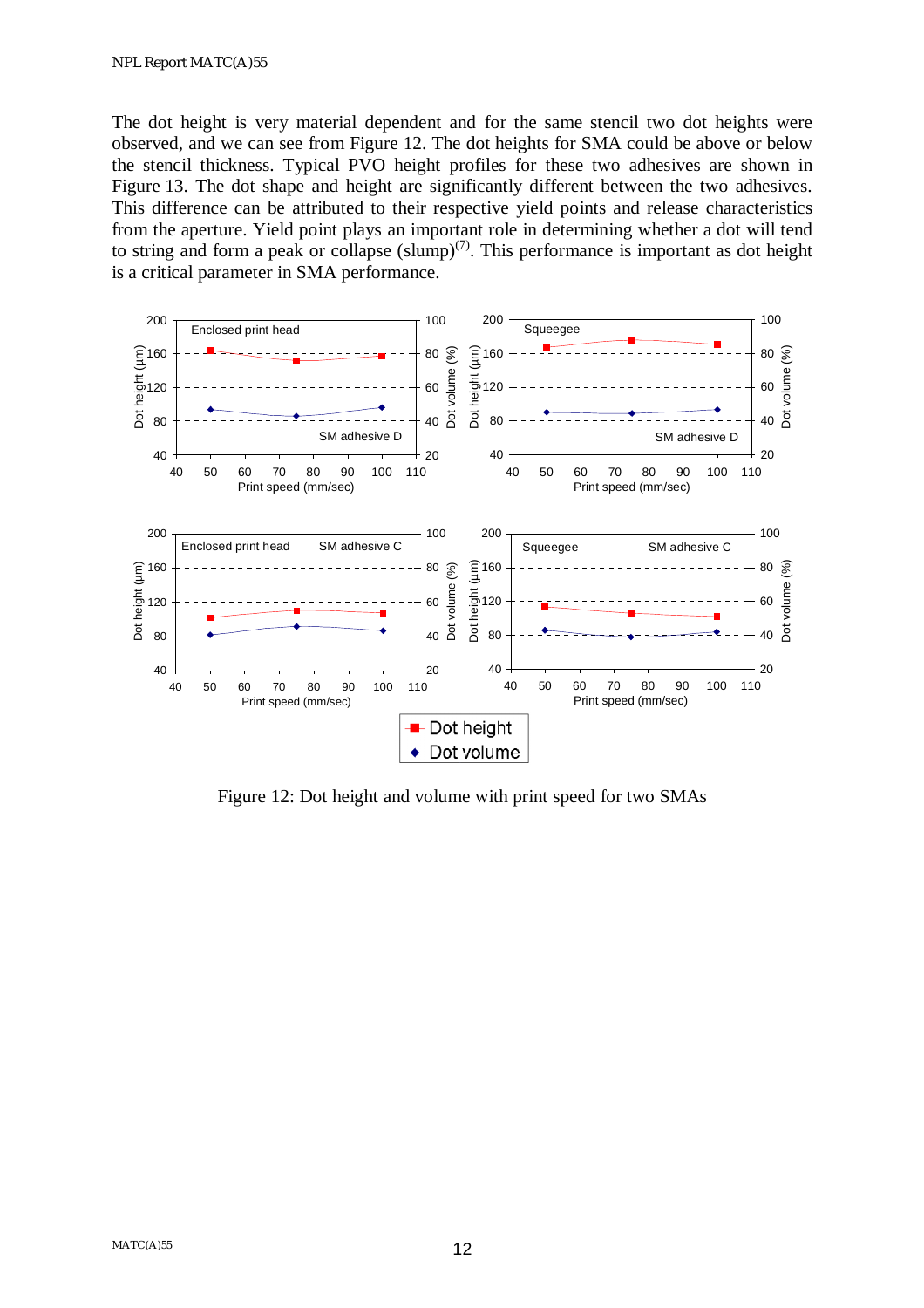The dot height is very material dependent and for the same stencil two dot heights were observed, and we can see from Figure 12. The dot heights for SMA could be above or below the stencil thickness. Typical PVO height profiles for these two adhesives are shown in Figure 13. The dot shape and height are significantly different between the two adhesives. This difference can be attributed to their respective yield points and release characteristics from the aperture. Yield point plays an important role in determining whether a dot will tend to string and form a peak or collapse (slump)(7). This performance is important as dot height is a critical parameter in SMA performance.

Figure 12: Dot height and volume with print speed for two SMAs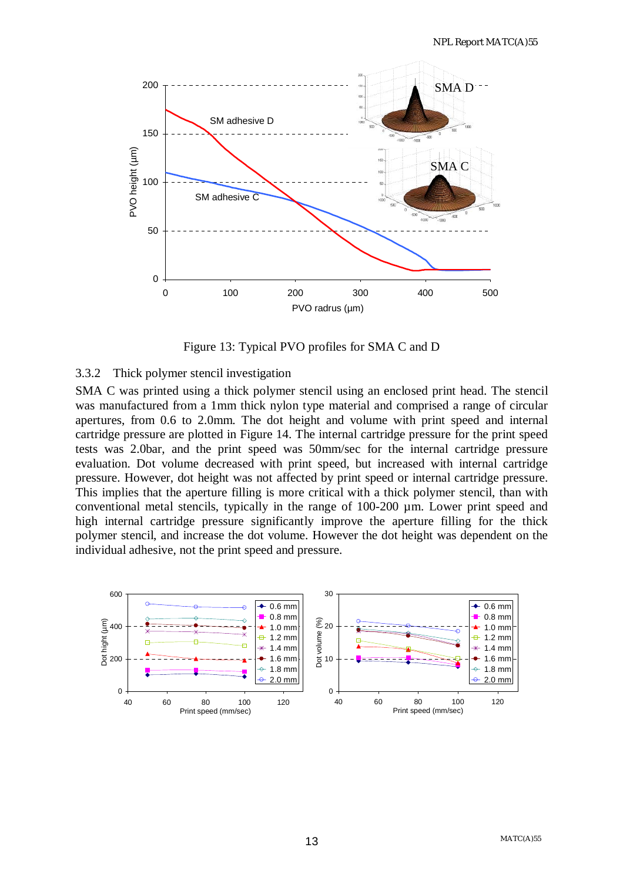Figure 13: Typical PVO profiles for SMA C and D

### 3.3.2 Thick polymer stencil investigation

SMA C was printed using a thick polymer stencil using an enclosed print head. The stencil was manufactured from a 1mm thick nylon type material and comprised a range of circular apertures, from 0.6 to 2.0mm. The dot height and volume with print speed and internal cartridge pressure are plotted in Figure 14. The internal cartridge pressure for the print speed tests was 2.0bar, and the print speed was 50mm/sec for the internal cartridge pressure evaluation. Dot volume decreased with print speed, but increased with internal cartridge pressure. However, dot height was not affected by print speed or internal cartridge pressure. This implies that the aperture filling is more critical with a thick polymer stencil, than with conventional metal stencils, typically in the range of 100-200 µm. Lower print speed and high internal cartridge pressure significantly improve the aperture filling for the thick polymer stencil, and increase the dot volume. However the dot height was dependent on the individual adhesive, not the print speed and pressure.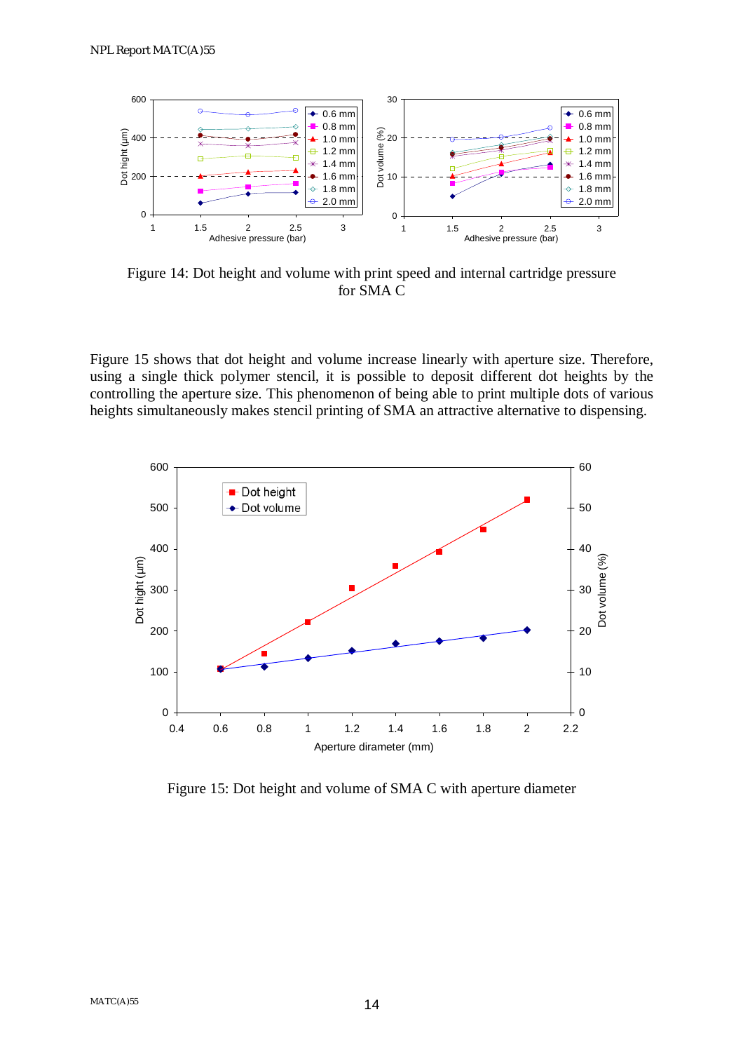Figure 14: Dot height and volume with print speed and internal cartridge pressure for SMA C

Figure 15 shows that dot height and volume increase linearly with aperture size. Therefore, using a single thick polymer stencil, it is possible to deposit different dot heights by the controlling the aperture size. This phenomenon of being able to print multiple dots of various heights simultaneously makes stencil printing of SMA an attractive alternative to dispensing.

Figure 15: Dot height and volume of SMA C with aperture diameter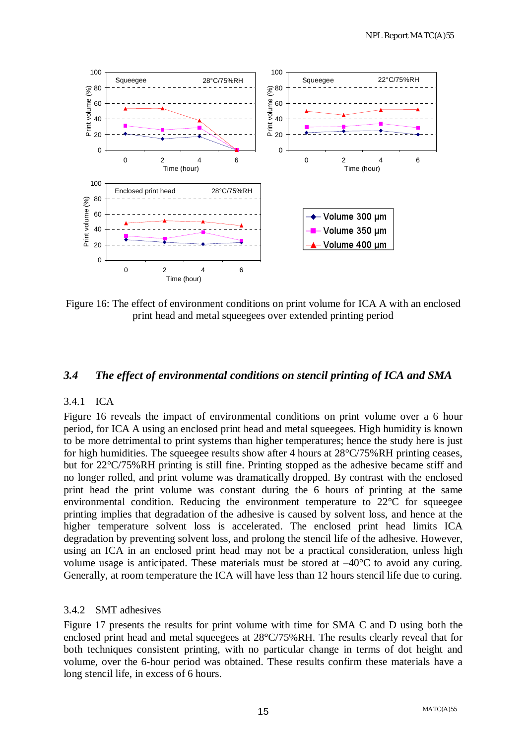Figure 16: The effect of environment conditions on print volume for ICA A with an enclosed print head and metal squeegees over extended printing period

## *3.4 The effect of environmental conditions on stencil printing of ICA and SMA*

### 3.4.1 ICA

Figure 16 reveals the impact of environmental conditions on print volume over a 6 hour period, for ICA A using an enclosed print head and metal squeegees. High humidity is known to be more detrimental to print systems than higher temperatures; hence the study here is just for high humidities. The squeegee results show after 4 hours at 28°C/75%RH printing ceases, but for 22°C/75%RH printing is still fine. Printing stopped as the adhesive became stiff and no longer rolled, and print volume was dramatically dropped. By contrast with the enclosed print head the print volume was constant during the 6 hours of printing at the same environmental condition. Reducing the environment temperature to 22°C for squeegee printing implies that degradation of the adhesive is caused by solvent loss, and hence at the higher temperature solvent loss is accelerated. The enclosed print head limits ICA degradation by preventing solvent loss, and prolong the stencil life of the adhesive. However, using an ICA in an enclosed print head may not be a practical consideration, unless high volume usage is anticipated. These materials must be stored at –40°C to avoid any curing. Generally, at room temperature the ICA will have less than 12 hours stencil life due to curing.

### 3.4.2 SMT adhesives

Figure 17 presents the results for print volume with time for SMA C and D using both the enclosed print head and metal squeegees at 28°C/75%RH. The results clearly reveal that for both techniques consistent printing, with no particular change in terms of dot height and volume, over the 6-hour period was obtained. These results confirm these materials have a long stencil life, in excess of 6 hours.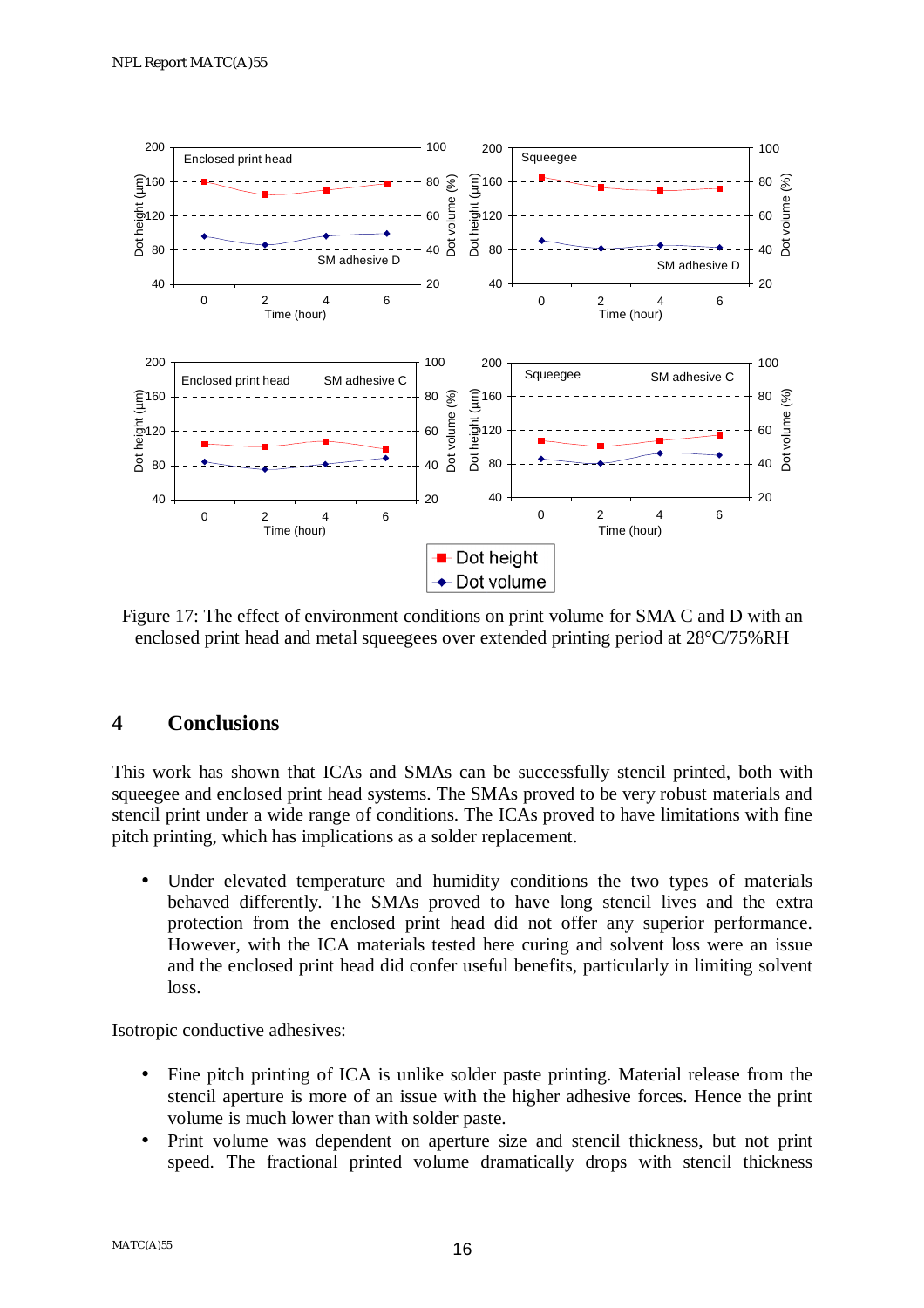Figure 17: The effect of environment conditions on print volume for SMA C and D with an enclosed print head and metal squeegees over extended printing period at 28°C/75%RH

## 4 Conclusions

This work has shown that ICAs and SMAs can be successfully stencil printed, both with squeegee and enclosed print head systems. The SMAs proved to be very robust materials and stencil print under a wide range of conditions. The ICAs proved to have limitations with fine pitch printing, which has implications as a solder replacement.

- Under elevated temperature and humidity conditions the two types of materials behaved differently. The SMAs proved to have long stencil lives and the extra protection from the enclosed print head did not offer any superior performance. However, with the ICA materials tested here curing and solvent loss were an issue and the enclosed print head did confer useful benefits, particularly in limiting solvent loss.

Isotropic conductive adhesives:

- Fine pitch printing of ICA is unlike solder paste printing. Material release from the stencil aperture is more of an issue with the higher adhesive forces. Hence the print volume is much lower than with solder paste.
- Print volume was dependent on aperture size and stencil thickness, but not print speed. The fractional printed volume dramatically drops with stencil thickness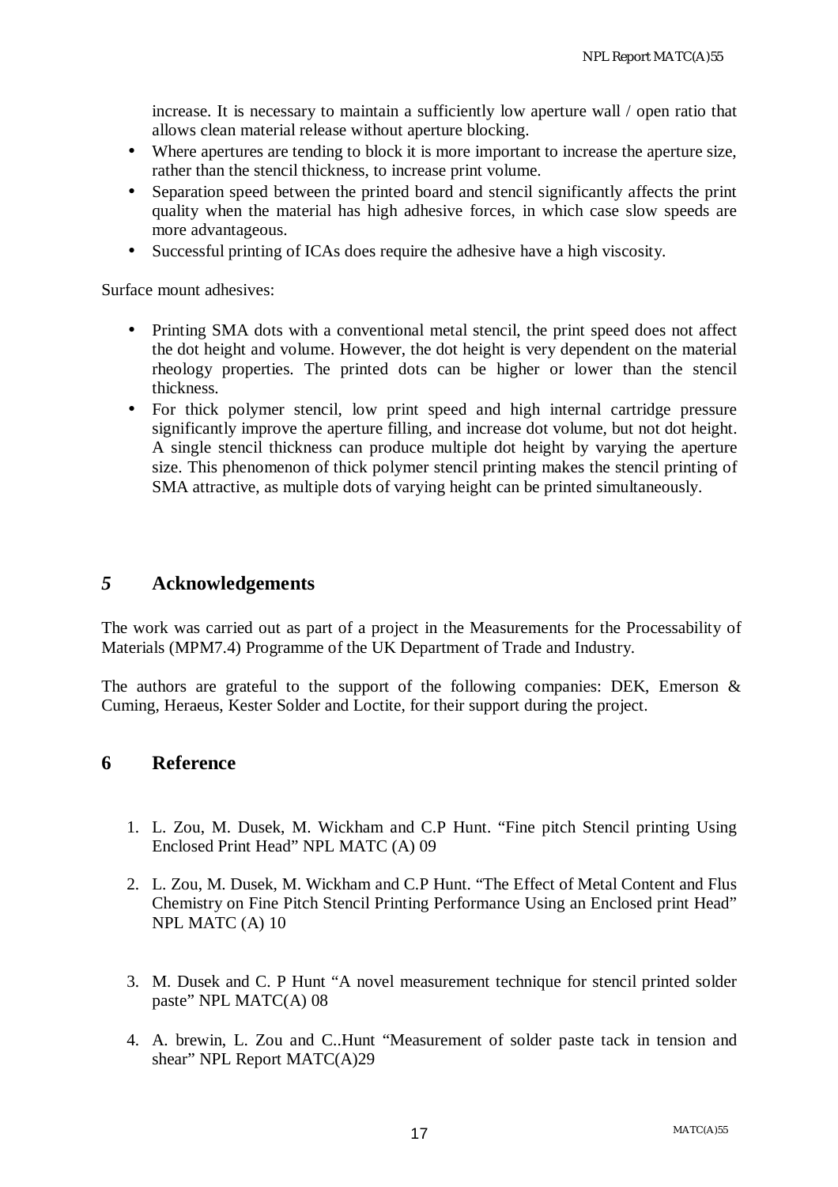increase. It is necessary to maintain a sufficiently low aperture wall / open ratio that allows clean material release without aperture blocking.

- Where apertures are tending to block it is more important to increase the aperture size, rather than the stencil thickness, to increase print volume.
- Separation speed between the printed board and stencil significantly affects the print quality when the material has high adhesive forces, in which case slow speeds are more advantageous.
- Successful printing of ICAs does require the adhesive have a high viscosity.

Surface mount adhesives:

- Printing SMA dots with a conventional metal stencil, the print speed does not affect the dot height and volume. However, the dot height is very dependent on the material rheology properties. The printed dots can be higher or lower than the stencil thickness.
- For thick polymer stencil, low print speed and high internal cartridge pressure significantly improve the aperture filling, and increase dot volume, but not dot height. A single stencil thickness can produce multiple dot height by varying the aperture size. This phenomenon of thick polymer stencil printing makes the stencil printing of SMA attractive, as multiple dots of varying height can be printed simultaneously.

# *5* Acknowledgements

The work was carried out as part of a project in the Measurements for the Processability of Materials (MPM7.4) Programme of the UK Department of Trade and Industry.

The authors are grateful to the support of the following companies: DEK, Emerson & Cuming, Heraeus, Kester Solder and Loctite, for their support during the project.

# 6 Reference

1. L. Zou, M. Dusek, M. Wickham and C.P Hunt. “Fine pitch Stencil printing Using Enclosed Print Head” NPL MATC (A) 09

2. L. Zou, M. Dusek, M. Wickham and C.P Hunt. “The Effect of Metal Content and Flus Chemistry on Fine Pitch Stencil Printing Performance Using an Enclosed print Head” NPL MATC (A) 10

3. M. Dusek and C. P Hunt “A novel measurement technique for stencil printed solder paste” NPL MATC(A) 08

4. A. brewin, L. Zou and C..Hunt “Measurement of solder paste tack in tension and shear” NPL Report MATC(A)29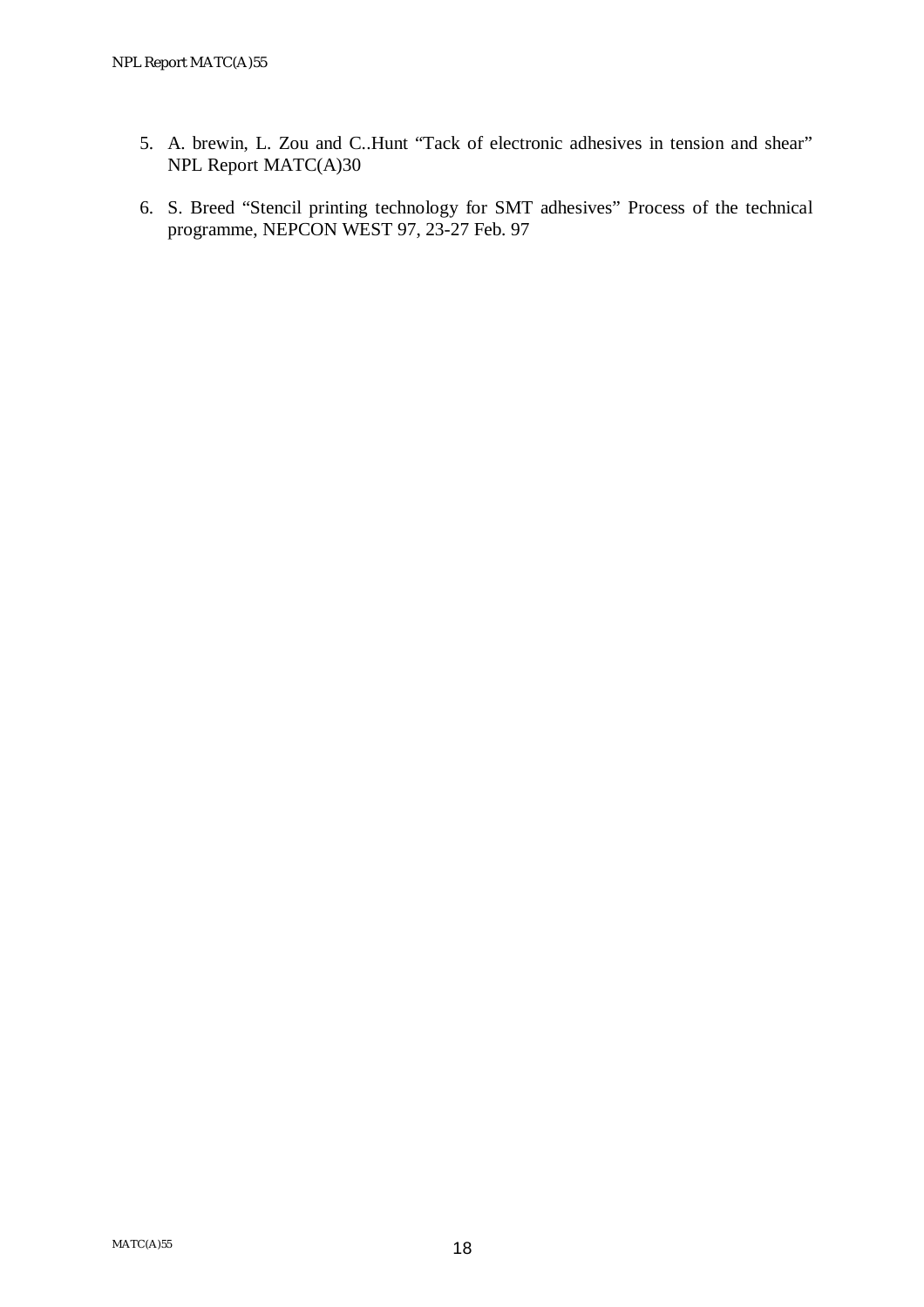5. A. brewin, L. Zou and C..Hunt “Tack of electronic adhesives in tension and shear” NPL Report MATC(A)30

6. S. Breed “Stencil printing technology for SMT adhesives” Process of the technical programme, NEPCON WEST 97, 23-27 Feb. 97